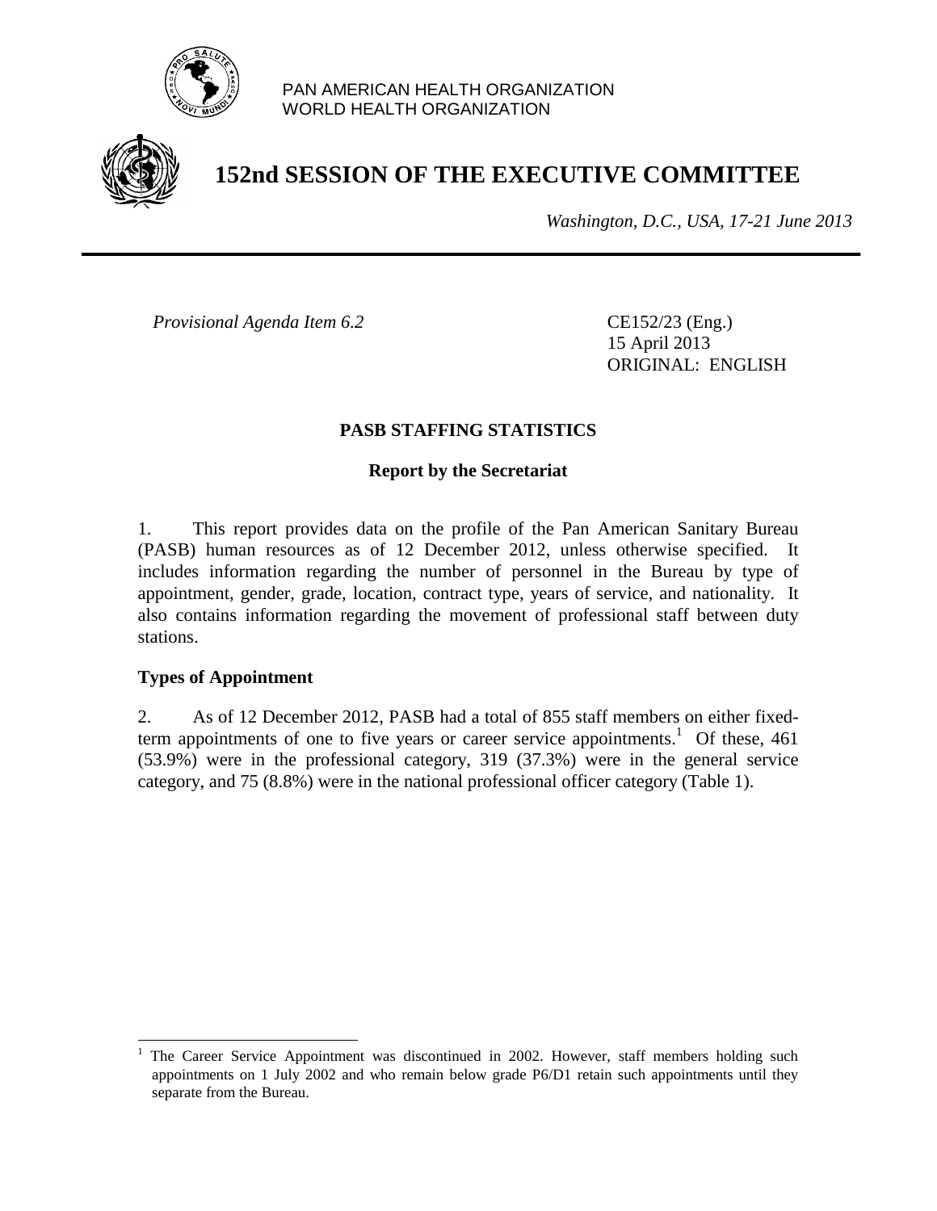PAN AMERICAN HEALTH ORGANIZATION
WORLD HEALTH ORGANIZATION

# 152nd SESSION OF THE EXECUTIVE COMMITTEE

*Washington, D.C., USA, 17-21 June 2013*

*Provisional Agenda Item 6.2*

CE152/23 (Eng.)
15 April 2013
ORIGINAL: ENGLISH

## PASB STAFFING STATISTICS

### Report by the Secretariat

1. This report provides data on the profile of the Pan American Sanitary Bureau (PASB) human resources as of 12 December 2012, unless otherwise specified. It includes information regarding the number of personnel in the Bureau by type of appointment, gender, grade, location, contract type, years of service, and nationality. It also contains information regarding the movement of professional staff between duty stations.

**Types of Appointment**

2. As of 12 December 2012, PASB had a total of 855 staff members on either fixed-term appointments of one to five years or career service appointments.[1] Of these, 461 (53.9%) were in the professional category, 319 (37.3%) were in the general service category, and 75 (8.8%) were in the national professional officer category (Table 1).

[1] The Career Service Appointment was discontinued in 2002. However, staff members holding such appointments on 1 July 2002 and who remain below grade P6/D1 retain such appointments until they separate from the Bureau.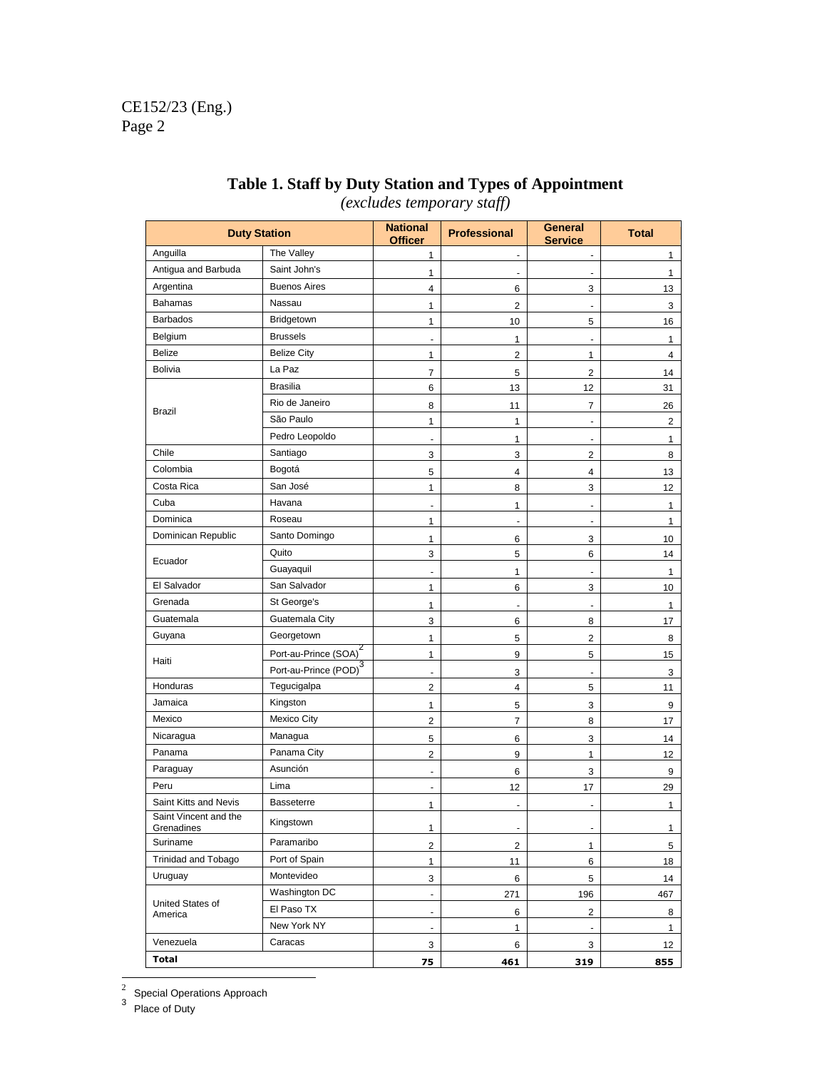**Table 1. Staff by Duty Station and Types of Appointment**
*(excludes temporary staff)*

| Duty Station | | National Officer | Professional | General Service | Total |
|---|---|---|---|---|---|
| Anguilla | The Valley | 1 | - | - | 1 |
| Antigua and Barbuda | Saint John's | 1 | - | - | 1 |
| Argentina | Buenos Aires | 4 | 6 | 3 | 13 |
| Bahamas | Nassau | 1 | 2 | - | 3 |
| Barbados | Bridgetown | 1 | 10 | 5 | 16 |
| Belgium | Brussels | - | 1 | - | 1 |
| Belize | Belize City | 1 | 2 | 1 | 4 |
| Bolivia | La Paz | 7 | 5 | 2 | 14 |
| Brazil | Brasilia | 6 | 13 | 12 | 31 |
| | Rio de Janeiro | 8 | 11 | 7 | 26 |
| | São Paulo | 1 | 1 | - | 2 |
| | Pedro Leopoldo | - | 1 | - | 1 |
| Chile | Santiago | 3 | 3 | 2 | 8 |
| Colombia | Bogotá | 5 | 4 | 4 | 13 |
| Costa Rica | San José | 1 | 8 | 3 | 12 |
| Cuba | Havana | - | 1 | - | 1 |
| Dominica | Roseau | 1 | - | - | 1 |
| Dominican Republic | Santo Domingo | 1 | 6 | 3 | 10 |
| Ecuador | Quito | 3 | 5 | 6 | 14 |
| | Guayaquil | - | 1 | - | 1 |
| El Salvador | San Salvador | 1 | 6 | 3 | 10 |
| Grenada | St George's | 1 | - | - | 1 |
| Guatemala | Guatemala City | 3 | 6 | 8 | 17 |
| Guyana | Georgetown | 1 | 5 | 2 | 8 |
| Haiti | Port-au-Prince (SOA)[2] | 1 | 9 | 5 | 15 |
| | Port-au-Prince (POD)[3] | - | 3 | - | 3 |
| Honduras | Tegucigalpa | 2 | 4 | 5 | 11 |
| Jamaica | Kingston | 1 | 5 | 3 | 9 |
| Mexico | Mexico City | 2 | 7 | 8 | 17 |
| Nicaragua | Managua | 5 | 6 | 3 | 14 |
| Panama | Panama City | 2 | 9 | 1 | 12 |
| Paraguay | Asunción | - | 6 | 3 | 9 |
| Peru | Lima | - | 12 | 17 | 29 |
| Saint Kitts and Nevis | Basseterre | 1 | - | - | 1 |
| Saint Vincent and the Grenadines | Kingstown | 1 | - | - | 1 |
| Suriname | Paramaribo | 2 | 2 | 1 | 5 |
| Trinidad and Tobago | Port of Spain | 1 | 11 | 6 | 18 |
| Uruguay | Montevideo | 3 | 6 | 5 | 14 |
| United States of America | Washington DC | - | 271 | 196 | 467 |
| | El Paso TX | - | 6 | 2 | 8 |
| | New York NY | - | 1 | - | 1 |
| Venezuela | Caracas | 3 | 6 | 3 | 12 |
| **Total** | | **75** | **461** | **319** | **855** |

[2] Special Operations Approach

[3] Place of Duty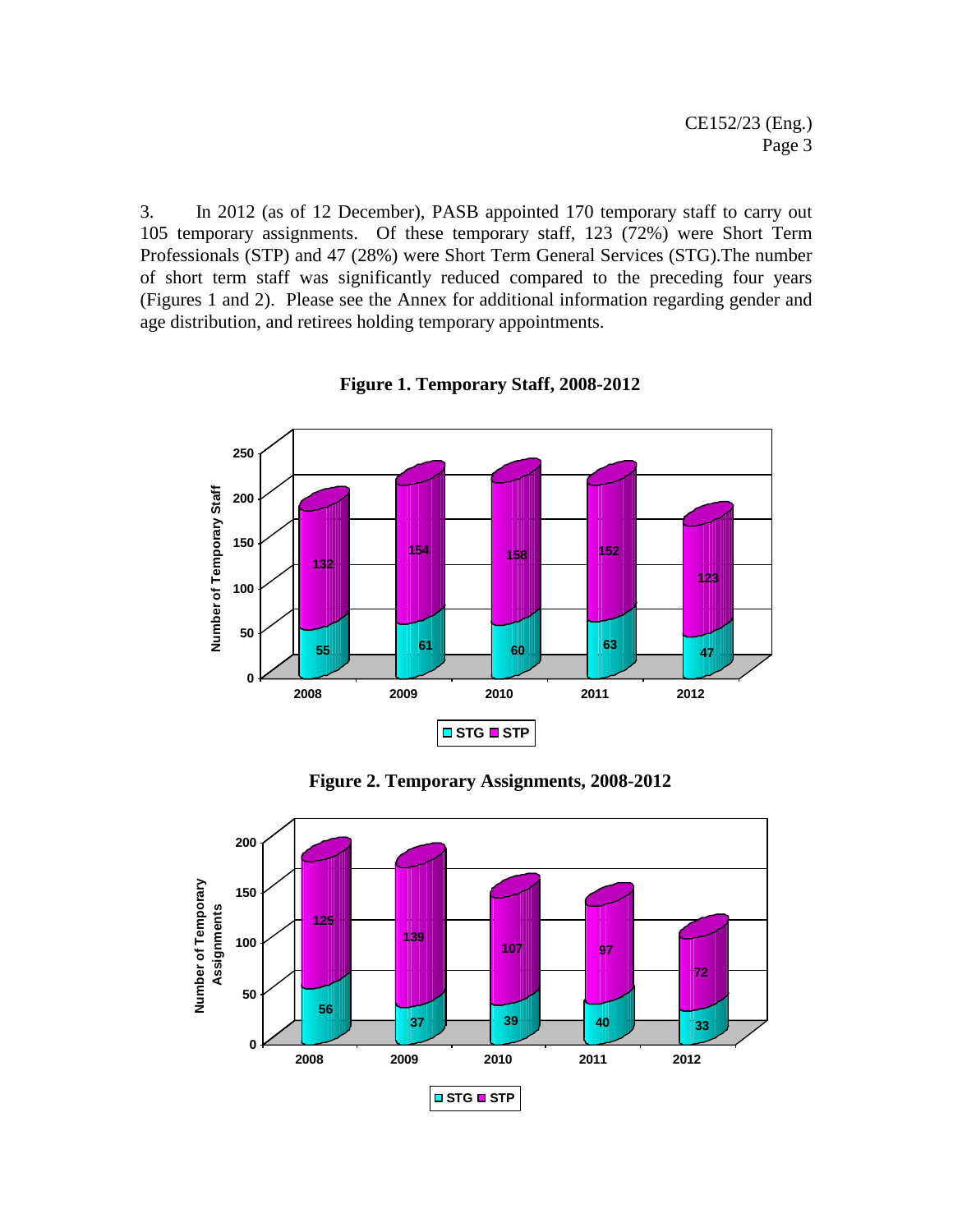3. In 2012 (as of 12 December), PASB appointed 170 temporary staff to carry out 105 temporary assignments. Of these temporary staff, 123 (72%) were Short Term Professionals (STP) and 47 (28%) were Short Term General Services (STG).The number of short term staff was significantly reduced compared to the preceding four years (Figures 1 and 2). Please see the Annex for additional information regarding gender and age distribution, and retirees holding temporary appointments.

**Figure 1. Temporary Staff, 2008-2012**

| Year | STG | STP |
|---|---|---|
| 2008 | 55 | 132 |
| 2009 | 61 | 154 |
| 2010 | 60 | 158 |
| 2011 | 63 | 152 |
| 2012 | 47 | 123 |

**Figure 2. Temporary Assignments, 2008-2012**

| Year | STG | STP |
|---|---|---|
| 2008 | 56 | 125 |
| 2009 | 37 | 139 |
| 2010 | 39 | 107 |
| 2011 | 40 | 97 |
| 2012 | 33 | 72 |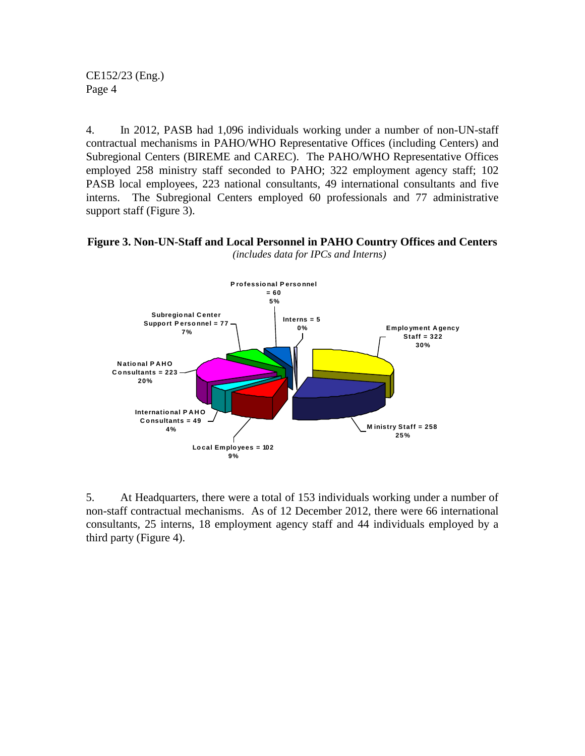4. In 2012, PASB had 1,096 individuals working under a number of non-UN-staff contractual mechanisms in PAHO/WHO Representative Offices (including Centers) and Subregional Centers (BIREME and CAREC). The PAHO/WHO Representative Offices employed 258 ministry staff seconded to PAHO; 322 employment agency staff; 102 PASB local employees, 223 national consultants, 49 international consultants and five interns. The Subregional Centers employed 60 professionals and 77 administrative support staff (Figure 3).

**Figure 3. Non-UN-Staff and Local Personnel in PAHO Country Offices and Centers**

*(includes data for IPCs and Interns)*

Professional Personnel = 60
5%

Interns = 5
0%

Employment Agency Staff = 322
30%

Ministry Staff = 258
25%

Local Employees = 102
9%

International PAHO Consultants = 49
4%

National PAHO Consultants = 223
20%

Subregional Center Support Personnel = 77
7%

5. At Headquarters, there were a total of 153 individuals working under a number of non-staff contractual mechanisms. As of 12 December 2012, there were 66 international consultants, 25 interns, 18 employment agency staff and 44 individuals employed by a third party (Figure 4).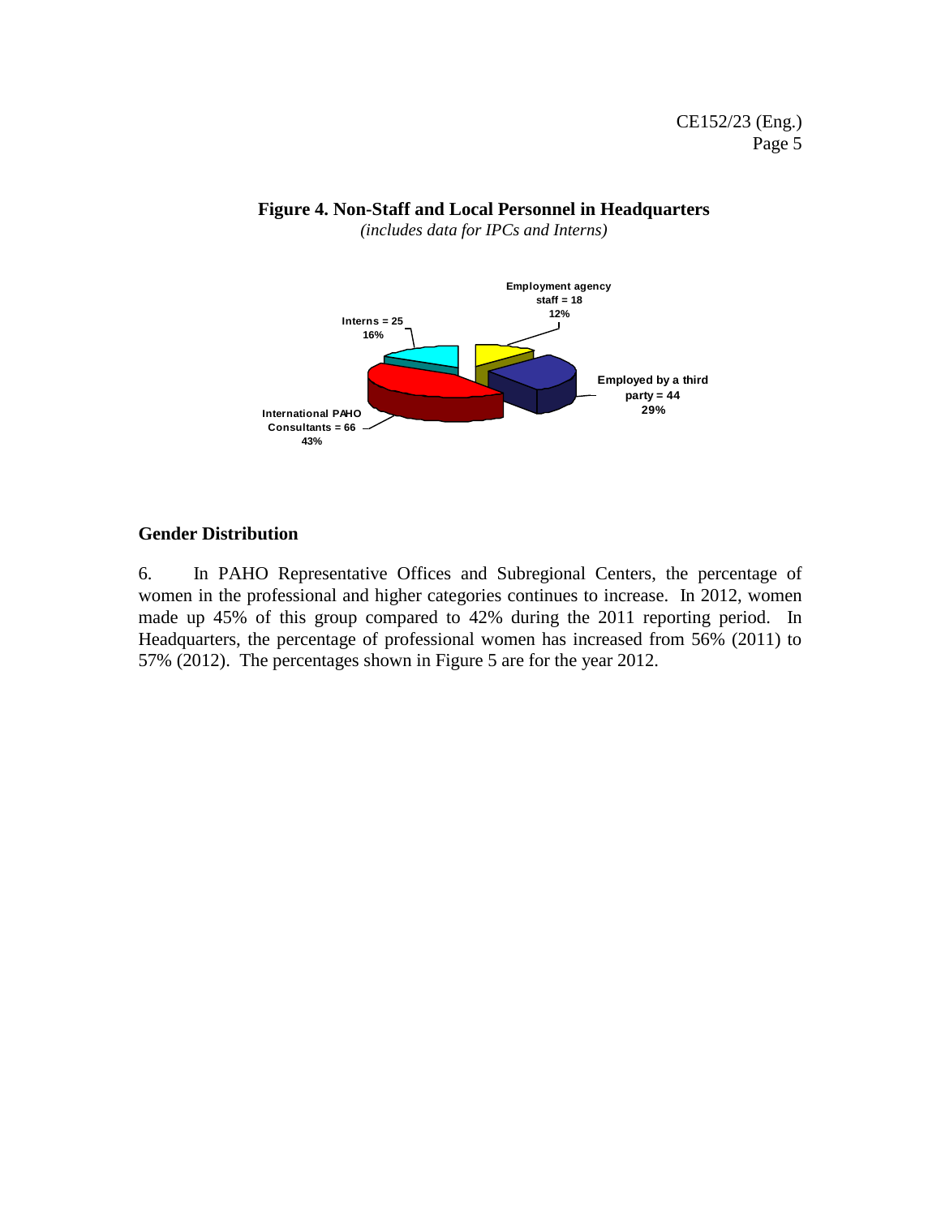**Figure 4. Non-Staff and Local Personnel in Headquarters**

*(includes data for IPCs and Interns)*

Employment agency staff = 18
12%

Interns = 25
16%

Employed by a third party = 44
29%

International PAHO Consultants = 66
43%

## Gender Distribution

6. In PAHO Representative Offices and Subregional Centers, the percentage of women in the professional and higher categories continues to increase. In 2012, women made up 45% of this group compared to 42% during the 2011 reporting period. In Headquarters, the percentage of professional women has increased from 56% (2011) to 57% (2012). The percentages shown in Figure 5 are for the year 2012.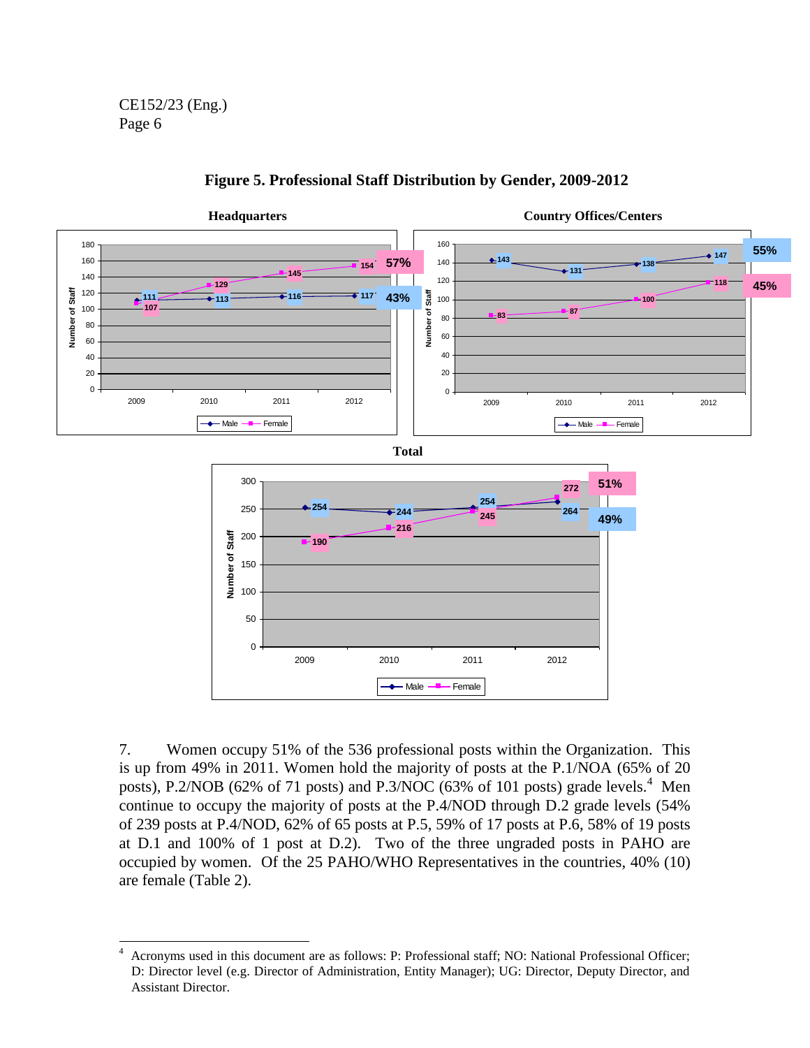**Figure 5. Professional Staff Distribution by Gender, 2009-2012**

**Headquarters**

| Year | Male | Female |
|---|---|---|
| 2009 | 111 | 107 |
| 2010 | 113 | 129 |
| 2011 | 116 | 145 |
| 2012 | 117 (43%) | 154 (57%) |

**Country Offices/Centers**

| Year | Male | Female |
|---|---|---|
| 2009 | 143 | 83 |
| 2010 | 131 | 87 |
| 2011 | 138 | 100 |
| 2012 | 147 (55%) | 118 (45%) |

**Total**

| Year | Male | Female |
|---|---|---|
| 2009 | 254 | 190 |
| 2010 | 244 | 216 |
| 2011 | 254 | 245 |
| 2012 | 264 (49%) | 272 (51%) |

7. Women occupy 51% of the 536 professional posts within the Organization. This is up from 49% in 2011. Women hold the majority of posts at the P.1/NOA (65% of 20 posts), P.2/NOB (62% of 71 posts) and P.3/NOC (63% of 101 posts) grade levels.[4] Men continue to occupy the majority of posts at the P.4/NOD through D.2 grade levels (54% of 239 posts at P.4/NOD, 62% of 65 posts at P.5, 59% of 17 posts at P.6, 58% of 19 posts at D.1 and 100% of 1 post at D.2). Two of the three ungraded posts in PAHO are occupied by women. Of the 25 PAHO/WHO Representatives in the countries, 40% (10) are female (Table 2).

---

[4] Acronyms used in this document are as follows: P: Professional staff; NO: National Professional Officer; D: Director level (e.g. Director of Administration, Entity Manager); UG: Director, Deputy Director, and Assistant Director.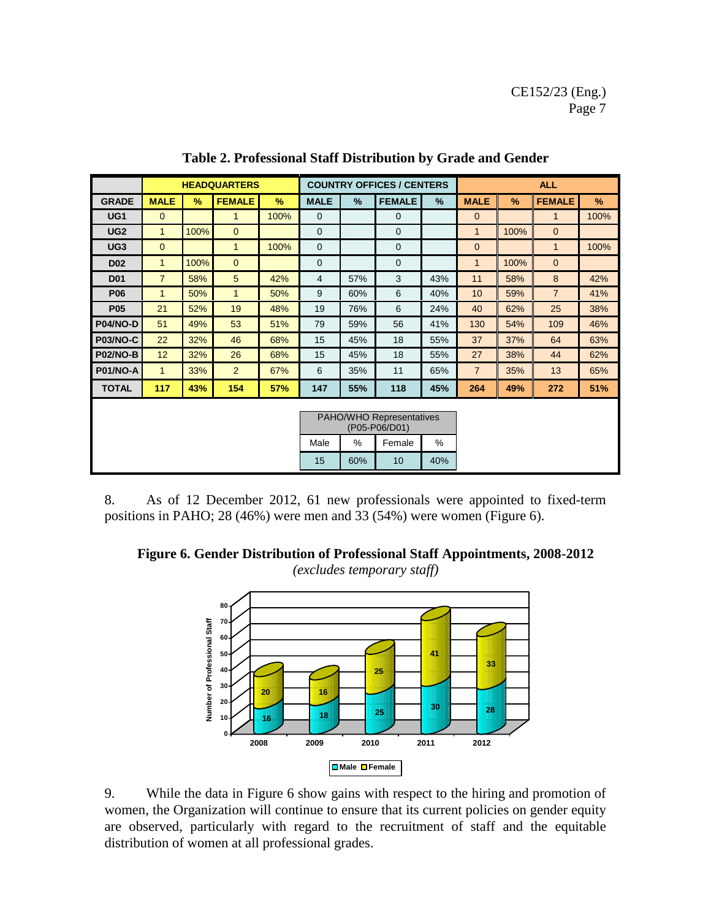**Table 2. Professional Staff Distribution by Grade and Gender**

| | HEADQUARTERS | | | | COUNTRY OFFICES / CENTERS | | | | ALL | | | |
|---|---|---|---|---|---|---|---|---|---|---|---|---|
| **GRADE** | **MALE** | **%** | **FEMALE** | **%** | **MALE** | **%** | **FEMALE** | **%** | **MALE** | **%** | **FEMALE** | **%** |
| **UG1** | 0 | | 1 | 100% | 0 | | 0 | | 0 | | 1 | 100% |
| **UG2** | 1 | 100% | 0 | | 0 | | 0 | | 1 | 100% | 0 | |
| **UG3** | 0 | | 1 | 100% | 0 | | 0 | | 0 | | 1 | 100% |
| **D02** | 1 | 100% | 0 | | 0 | | 0 | | 1 | 100% | 0 | |
| **D01** | 7 | 58% | 5 | 42% | 4 | 57% | 3 | 43% | 11 | 58% | 8 | 42% |
| **P06** | 1 | 50% | 1 | 50% | 9 | 60% | 6 | 40% | 10 | 59% | 7 | 41% |
| **P05** | 21 | 52% | 19 | 48% | 19 | 76% | 6 | 24% | 40 | 62% | 25 | 38% |
| **P04/NO-D** | 51 | 49% | 53 | 51% | 79 | 59% | 56 | 41% | 130 | 54% | 109 | 46% |
| **P03/NO-C** | 22 | 32% | 46 | 68% | 15 | 45% | 18 | 55% | 37 | 37% | 64 | 63% |
| **P02/NO-B** | 12 | 32% | 26 | 68% | 15 | 45% | 18 | 55% | 27 | 38% | 44 | 62% |
| **P01/NO-A** | 1 | 33% | 2 | 67% | 6 | 35% | 11 | 65% | 7 | 35% | 13 | 65% |
| **TOTAL** | **117** | **43%** | **154** | **57%** | **147** | **55%** | **118** | **45%** | **264** | **49%** | **272** | **51%** |

| PAHO/WHO Representatives (P05-P06/D01) | | | |
|---|---|---|---|
| Male | % | Female | % |
| 15 | 60% | 10 | 40% |

8. As of 12 December 2012, 61 new professionals were appointed to fixed-term positions in PAHO; 28 (46%) were men and 33 (54%) were women (Figure 6).

**Figure 6. Gender Distribution of Professional Staff Appointments, 2008-2012**
*(excludes temporary staff)*

| Year | Male | Female |
|---|---|---|
| 2008 | 16 | 20 |
| 2009 | 18 | 16 |
| 2010 | 25 | 25 |
| 2011 | 30 | 41 |
| 2012 | 28 | 33 |

9. While the data in Figure 6 show gains with respect to the hiring and promotion of women, the Organization will continue to ensure that its current policies on gender equity are observed, particularly with regard to the recruitment of staff and the equitable distribution of women at all professional grades.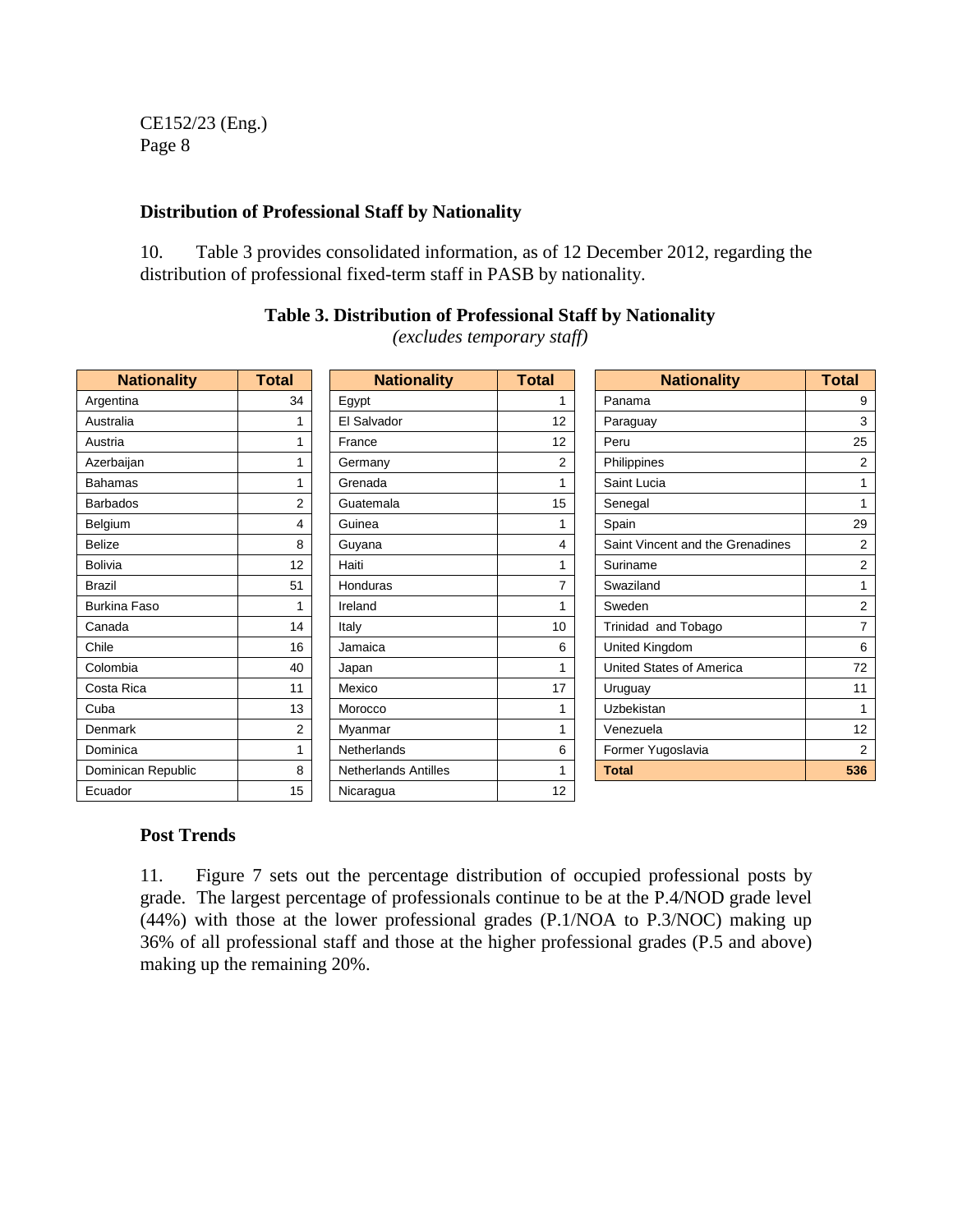### Distribution of Professional Staff by Nationality

10. Table 3 provides consolidated information, as of 12 December 2012, regarding the distribution of professional fixed-term staff in PASB by nationality.

**Table 3. Distribution of Professional Staff by Nationality**

*(excludes temporary staff)*

| Nationality | Total |
|---|---|
| Argentina | 34 |
| Australia | 1 |
| Austria | 1 |
| Azerbaijan | 1 |
| Bahamas | 1 |
| Barbados | 2 |
| Belgium | 4 |
| Belize | 8 |
| Bolivia | 12 |
| Brazil | 51 |
| Burkina Faso | 1 |
| Canada | 14 |
| Chile | 16 |
| Colombia | 40 |
| Costa Rica | 11 |
| Cuba | 13 |
| Denmark | 2 |
| Dominica | 1 |
| Dominican Republic | 8 |
| Ecuador | 15 |
| Egypt | 1 |
| El Salvador | 12 |
| France | 12 |
| Germany | 2 |
| Grenada | 1 |
| Guatemala | 15 |
| Guinea | 1 |
| Guyana | 4 |
| Haiti | 1 |
| Honduras | 7 |
| Ireland | 1 |
| Italy | 10 |
| Jamaica | 6 |
| Japan | 1 |
| Mexico | 17 |
| Morocco | 1 |
| Myanmar | 1 |
| Netherlands | 6 |
| Netherlands Antilles | 1 |
| Nicaragua | 12 |
| Panama | 9 |
| Paraguay | 3 |
| Peru | 25 |
| Philippines | 2 |
| Saint Lucia | 1 |
| Senegal | 1 |
| Spain | 29 |
| Saint Vincent and the Grenadines | 2 |
| Suriname | 2 |
| Swaziland | 1 |
| Sweden | 2 |
| Trinidad and Tobago | 7 |
| United Kingdom | 6 |
| United States of America | 72 |
| Uruguay | 11 |
| Uzbekistan | 1 |
| Venezuela | 12 |
| Former Yugoslavia | 2 |
| **Total** | **536** |

### Post Trends

11. Figure 7 sets out the percentage distribution of occupied professional posts by grade. The largest percentage of professionals continue to be at the P.4/NOD grade level (44%) with those at the lower professional grades (P.1/NOA to P.3/NOC) making up 36% of all professional staff and those at the higher professional grades (P.5 and above) making up the remaining 20%.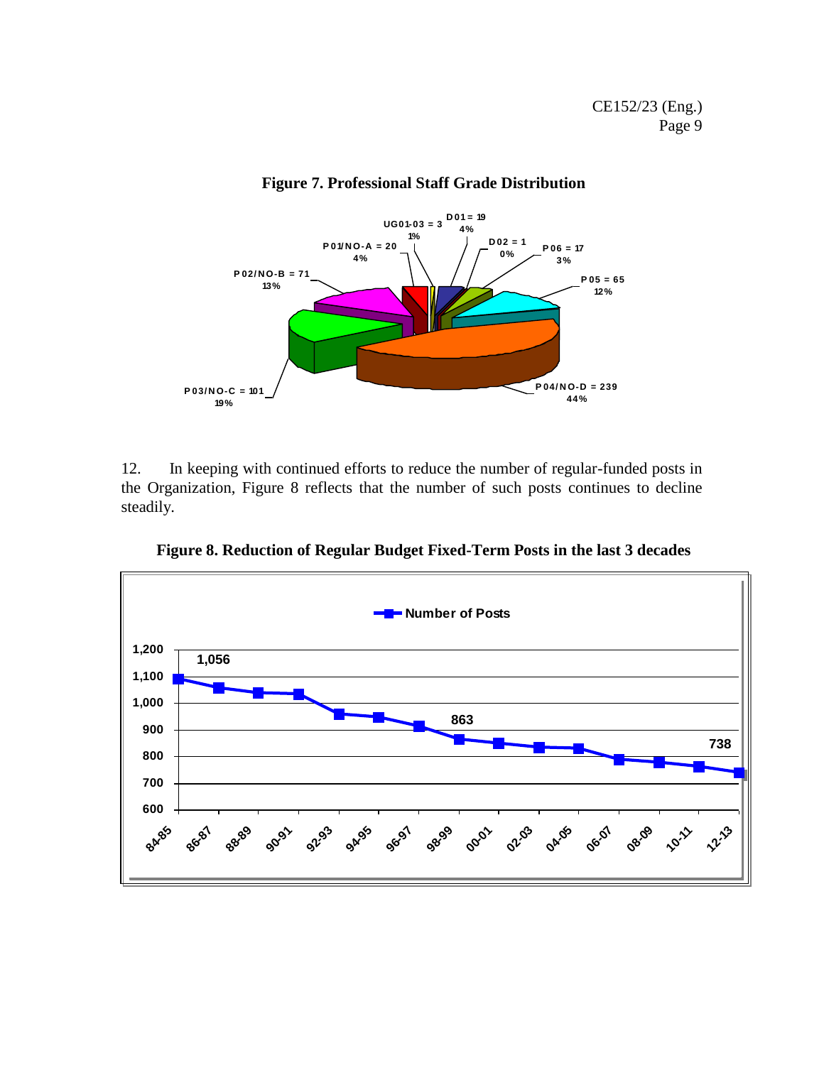**Figure 7. Professional Staff Grade Distribution**

| Grade | Number | Percentage |
|---|---|---|
| UG01-03 | 3 | 1% |
| D01 | 19 | 4% |
| D02 | 1 | 0% |
| P06 | 17 | 3% |
| P05 | 65 | 12% |
| P04/NO-D | 239 | 44% |
| P03/NO-C | 101 | 19% |
| P02/NO-B | 71 | 13% |
| P01/NO-A | 20 | 4% |

12. In keeping with continued efforts to reduce the number of regular-funded posts in the Organization, Figure 8 reflects that the number of such posts continues to decline steadily.

**Figure 8. Reduction of Regular Budget Fixed-Term Posts in the last 3 decades**

Number of Posts

Labeled values: 1,056; 863; 738

Y-axis: 600, 700, 800, 900, 1,000, 1,100, 1,200

X-axis: 84-85, 86-87, 88-89, 90-91, 92-93, 94-95, 96-97, 98-99, 00-01, 02-03, 04-05, 06-07, 08-09, 10-11, 12-13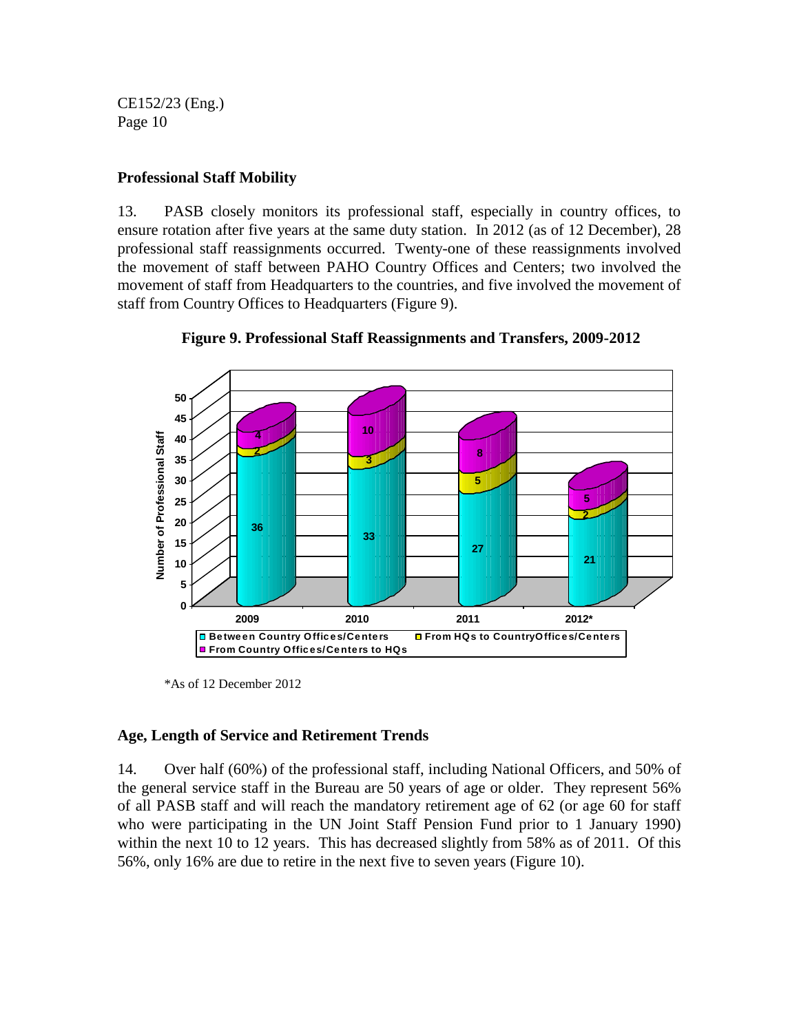## Professional Staff Mobility

13. PASB closely monitors its professional staff, especially in country offices, to ensure rotation after five years at the same duty station. In 2012 (as of 12 December), 28 professional staff reassignments occurred. Twenty-one of these reassignments involved the movement of staff between PAHO Country Offices and Centers; two involved the movement of staff from Headquarters to the countries, and five involved the movement of staff from Country Offices to Headquarters (Figure 9).

**Figure 9. Professional Staff Reassignments and Transfers, 2009-2012**

| Year | Between Country Offices/Centers | From HQs to CountryOffices/Centers | From Country Offices/Centers to HQs |
|---|---|---|---|
| 2009 | 36 | 2 | 4 |
| 2010 | 33 | 3 | 10 |
| 2011 | 27 | 5 | 8 |
| 2012* | 21 | 2 | 5 |

*As of 12 December 2012

## Age, Length of Service and Retirement Trends

14. Over half (60%) of the professional staff, including National Officers, and 50% of the general service staff in the Bureau are 50 years of age or older. They represent 56% of all PASB staff and will reach the mandatory retirement age of 62 (or age 60 for staff who were participating in the UN Joint Staff Pension Fund prior to 1 January 1990) within the next 10 to 12 years. This has decreased slightly from 58% as of 2011. Of this 56%, only 16% are due to retire in the next five to seven years (Figure 10).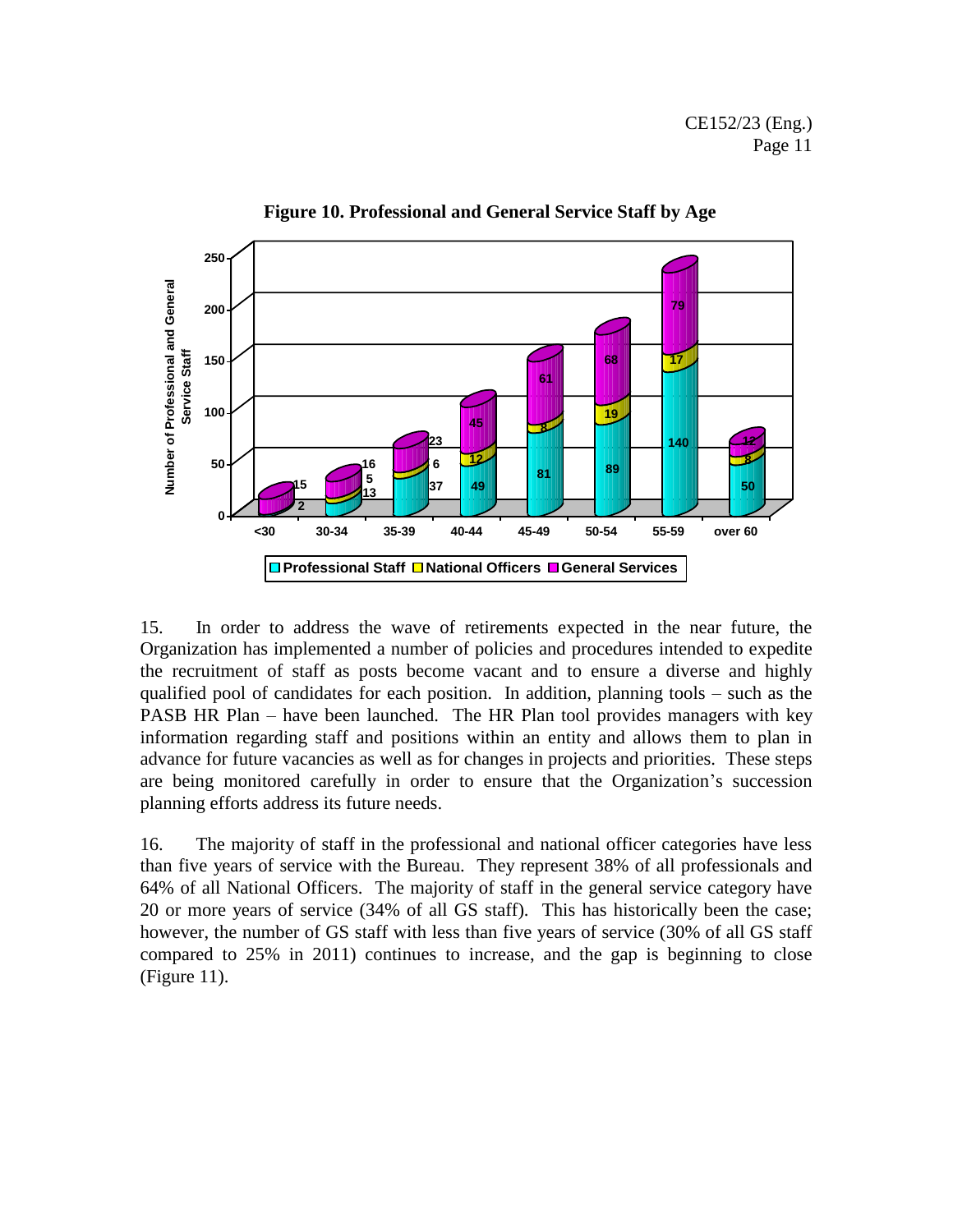**Figure 10. Professional and General Service Staff by Age**

| Age | Professional Staff | National Officers | General Services |
|---|---|---|---|
| <30 | 2 | | 15 |
| 30-34 | 13 | 5 | 16 |
| 35-39 | 37 | 6 | 23 |
| 40-44 | 49 | 12 | 45 |
| 45-49 | 81 | 8 | 61 |
| 50-54 | 89 | 19 | 68 |
| 55-59 | 140 | 17 | 79 |
| over 60 | 50 | 8 | 12 |

15. In order to address the wave of retirements expected in the near future, the Organization has implemented a number of policies and procedures intended to expedite the recruitment of staff as posts become vacant and to ensure a diverse and highly qualified pool of candidates for each position. In addition, planning tools – such as the PASB HR Plan – have been launched. The HR Plan tool provides managers with key information regarding staff and positions within an entity and allows them to plan in advance for future vacancies as well as for changes in projects and priorities. These steps are being monitored carefully in order to ensure that the Organization's succession planning efforts address its future needs.

16. The majority of staff in the professional and national officer categories have less than five years of service with the Bureau. They represent 38% of all professionals and 64% of all National Officers. The majority of staff in the general service category have 20 or more years of service (34% of all GS staff). This has historically been the case; however, the number of GS staff with less than five years of service (30% of all GS staff compared to 25% in 2011) continues to increase, and the gap is beginning to close (Figure 11).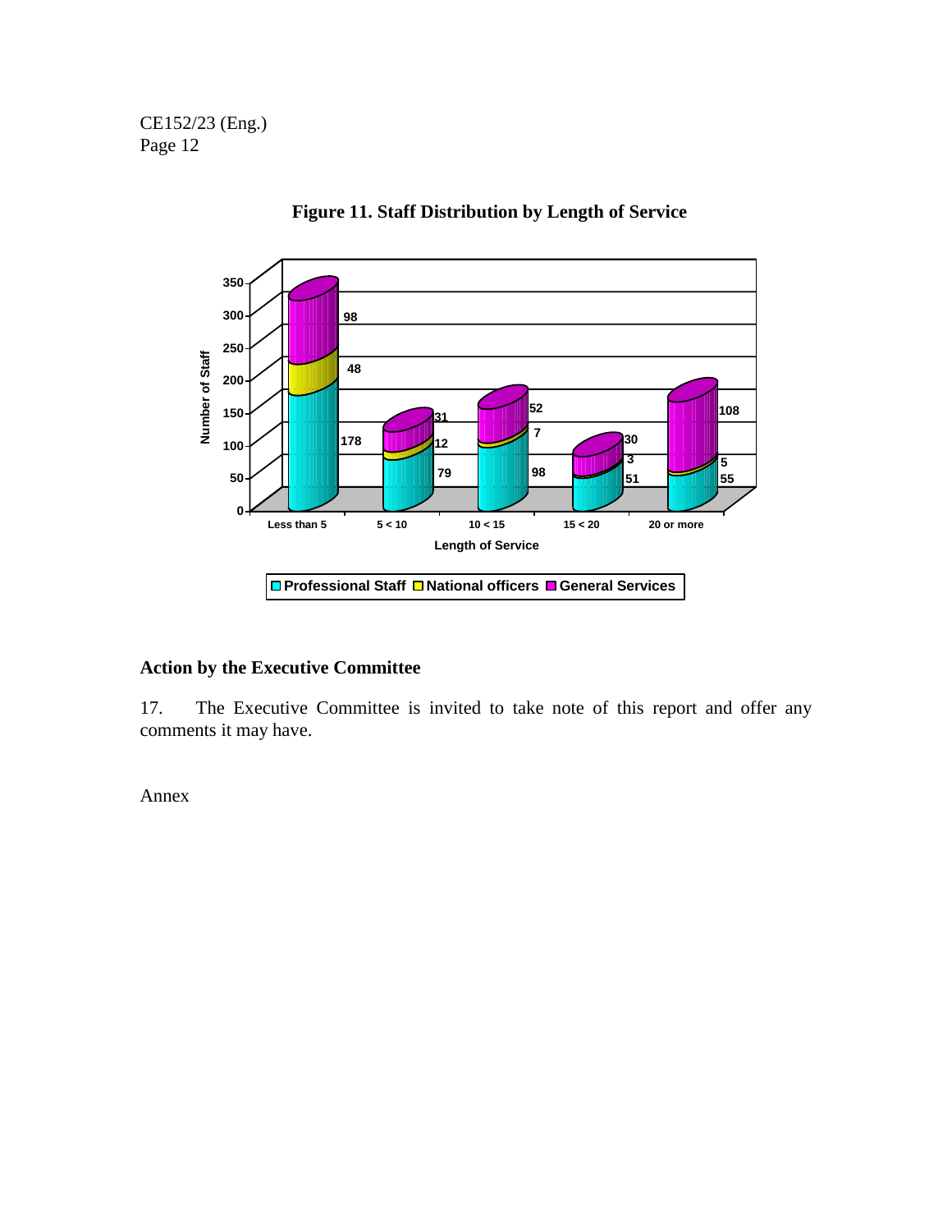**Figure 11. Staff Distribution by Length of Service**

| Length of Service | Professional Staff | National officers | General Services |
|---|---|---|---|
| Less than 5 | 178 | 48 | 98 |
| 5 < 10 | 79 | 12 | 31 |
| 10 < 15 | 98 | 7 | 52 |
| 15 < 20 | 51 | 3 | 30 |
| 20 or more | 55 | 5 | 108 |

## Action by the Executive Committee

17. The Executive Committee is invited to take note of this report and offer any comments it may have.

Annex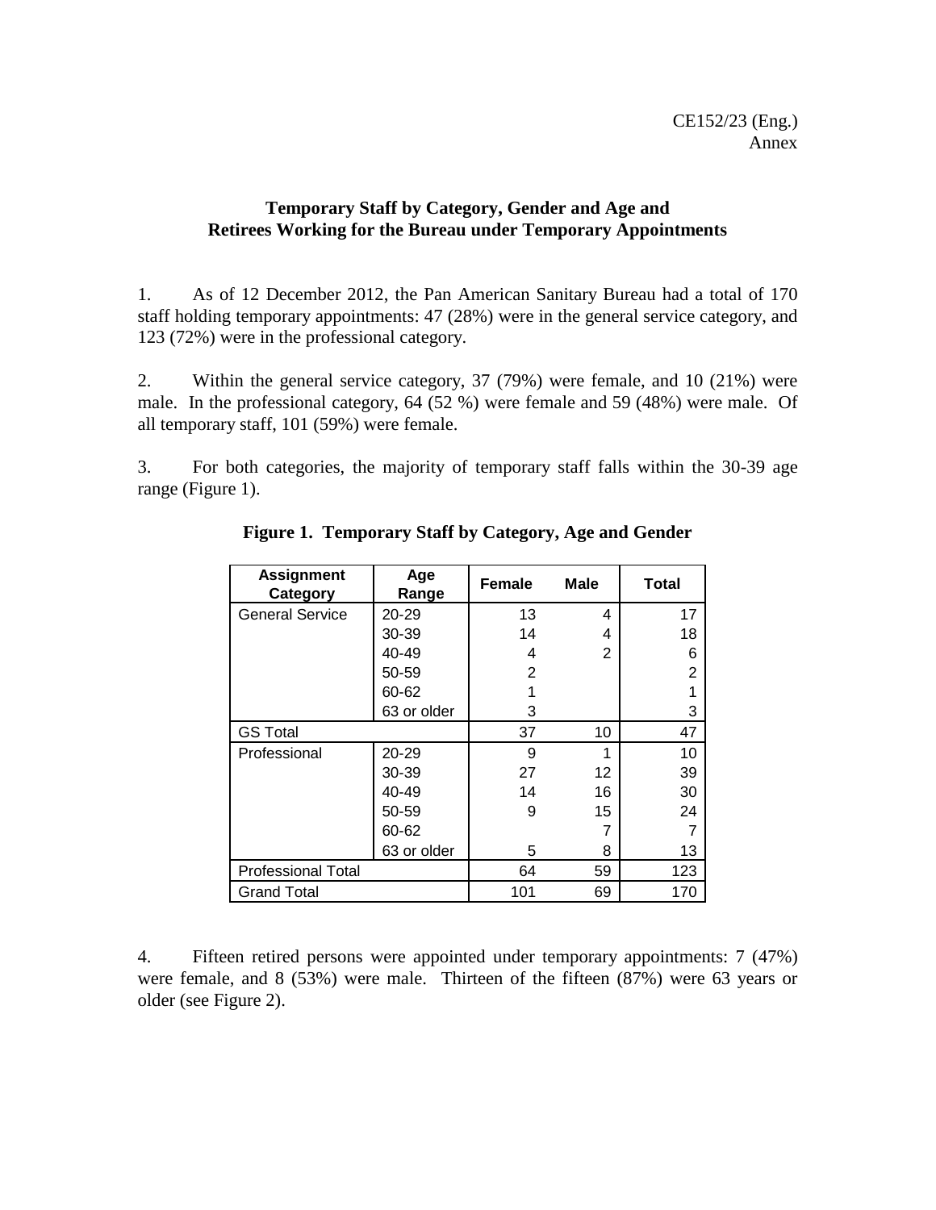CE152/23 (Eng.)
Annex

**Temporary Staff by Category, Gender and Age and Retirees Working for the Bureau under Temporary Appointments**

1. As of 12 December 2012, the Pan American Sanitary Bureau had a total of 170 staff holding temporary appointments: 47 (28%) were in the general service category, and 123 (72%) were in the professional category.

2. Within the general service category, 37 (79%) were female, and 10 (21%) were male. In the professional category, 64 (52 %) were female and 59 (48%) were male. Of all temporary staff, 101 (59%) were female.

3. For both categories, the majority of temporary staff falls within the 30-39 age range (Figure 1).

**Figure 1. Temporary Staff by Category, Age and Gender**

| Assignment Category | Age Range | Female | Male | Total |
|---|---|---|---|---|
| General Service | 20-29 | 13 | 4 | 17 |
| | 30-39 | 14 | 4 | 18 |
| | 40-49 | 4 | 2 | 6 |
| | 50-59 | 2 | | 2 |
| | 60-62 | 1 | | 1 |
| | 63 or older | 3 | | 3 |
| GS Total | | 37 | 10 | 47 |
| Professional | 20-29 | 9 | 1 | 10 |
| | 30-39 | 27 | 12 | 39 |
| | 40-49 | 14 | 16 | 30 |
| | 50-59 | 9 | 15 | 24 |
| | 60-62 | | 7 | 7 |
| | 63 or older | 5 | 8 | 13 |
| Professional Total | | 64 | 59 | 123 |
| Grand Total | | 101 | 69 | 170 |

4. Fifteen retired persons were appointed under temporary appointments: 7 (47%) were female, and 8 (53%) were male. Thirteen of the fifteen (87%) were 63 years or older (see Figure 2).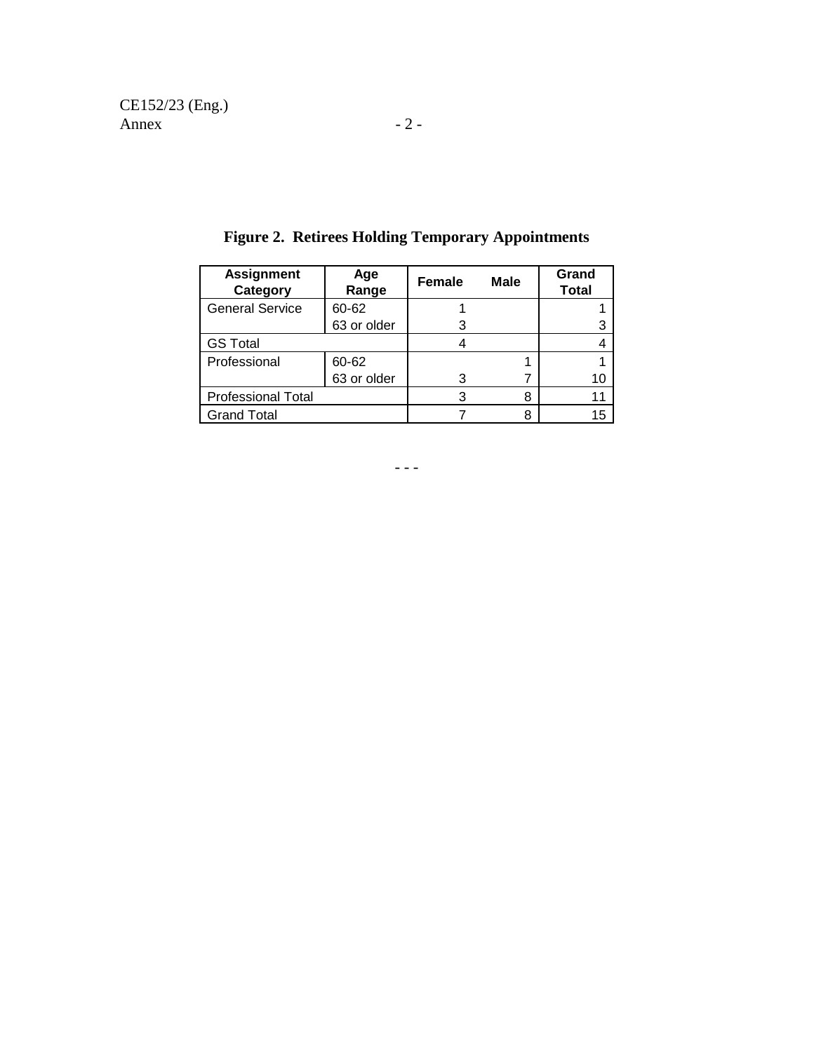**Figure 2. Retirees Holding Temporary Appointments**

| Assignment Category | Age Range | Female | Male | Grand Total |
|---|---|---|---|---|
| General Service | 60-62 | 1 | | 1 |
| | 63 or older | 3 | | 3 |
| GS Total | | 4 | | 4 |
| Professional | 60-62 | | 1 | 1 |
| | 63 or older | 3 | 7 | 10 |
| Professional Total | | 3 | 8 | 11 |
| Grand Total | | 7 | 8 | 15 |

- - -